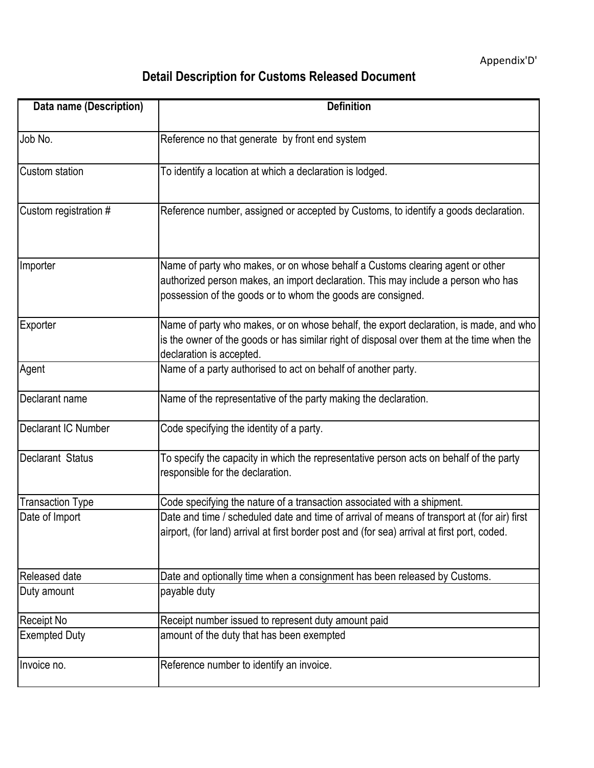Appendix'D'

# Detail Description for Customs Released Document

| Data name (Description) | Definition |
|---|---|
| Job No. | Reference no that generate  by front end system |
| Custom station | To identify a location at which a declaration is lodged. |
| Custom registration # | Reference number, assigned or accepted by Customs, to identify a goods declaration. |
| Importer | Name of party who makes, or on whose behalf a Customs clearing agent or other authorized person makes, an import declaration. This may include a person who has possession of the goods or to whom the goods are consigned. |
| Exporter | Name of party who makes, or on whose behalf, the export declaration, is made, and who is the owner of the goods or has similar right of disposal over them at the time when the declaration is accepted. |
| Agent | Name of a party authorised to act on behalf of another party. |
| Declarant name | Name of the representative of the party making the declaration. |
| Declarant IC Number | Code specifying the identity of a party. |
| Declarant  Status | To specify the capacity in which the representative person acts on behalf of the party responsible for the declaration. |
| Transaction Type | Code specifying the nature of a transaction associated with a shipment. |
| Date of Import | Date and time / scheduled date and time of arrival of means of transport at (for air) first airport, (for land) arrival at first border post and (for sea) arrival at first port, coded. |
| Released date | Date and optionally time when a consignment has been released by Customs. |
| Duty amount | payable duty |
| Receipt No | Receipt number issued to represent duty amount paid |
| Exempted Duty | amount of the duty that has been exempted |
| Invoice no. | Reference number to identify an invoice. |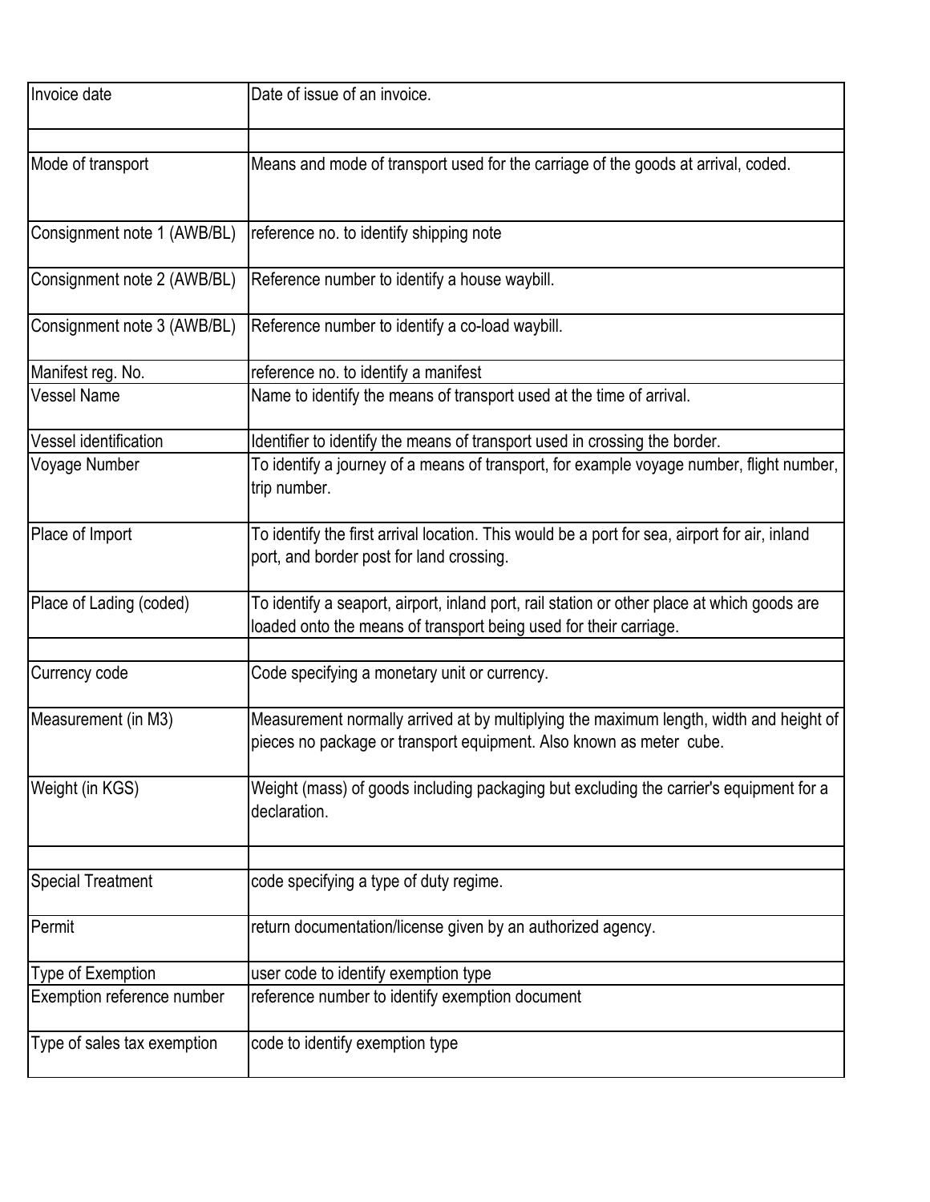| | |
|---|---|
| Invoice date | Date of issue of an invoice. |
| | |
| Mode of transport | Means and mode of transport used for the carriage of the goods at arrival, coded. |
| Consignment note 1 (AWB/BL) | reference no. to identify shipping note |
| Consignment note 2 (AWB/BL) | Reference number to identify a house waybill. |
| Consignment note 3 (AWB/BL) | Reference number to identify a co-load waybill. |
| Manifest reg. No. | reference no. to identify a manifest |
| Vessel Name | Name to identify the means of transport used at the time of arrival. |
| Vessel identification | Identifier to identify the means of transport used in crossing the border. |
| Voyage Number | To identify a journey of a means of transport, for example voyage number, flight number, trip number. |
| Place of Import | To identify the first arrival location. This would be a port for sea, airport for air, inland port, and border post for land crossing. |
| Place of Lading (coded) | To identify a seaport, airport, inland port, rail station or other place at which goods are loaded onto the means of transport being used for their carriage. |
| | |
| Currency code | Code specifying a monetary unit or currency. |
| Measurement (in M3) | Measurement normally arrived at by multiplying the maximum length, width and height of pieces no package or transport equipment. Also known as meter cube. |
| Weight (in KGS) | Weight (mass) of goods including packaging but excluding the carrier's equipment for a declaration. |
| | |
| Special Treatment | code specifying a type of duty regime. |
| Permit | return documentation/license given by an authorized agency. |
| Type of Exemption | user code to identify exemption type |
| Exemption reference number | reference number to identify exemption document |
| Type of sales tax exemption | code to identify exemption type |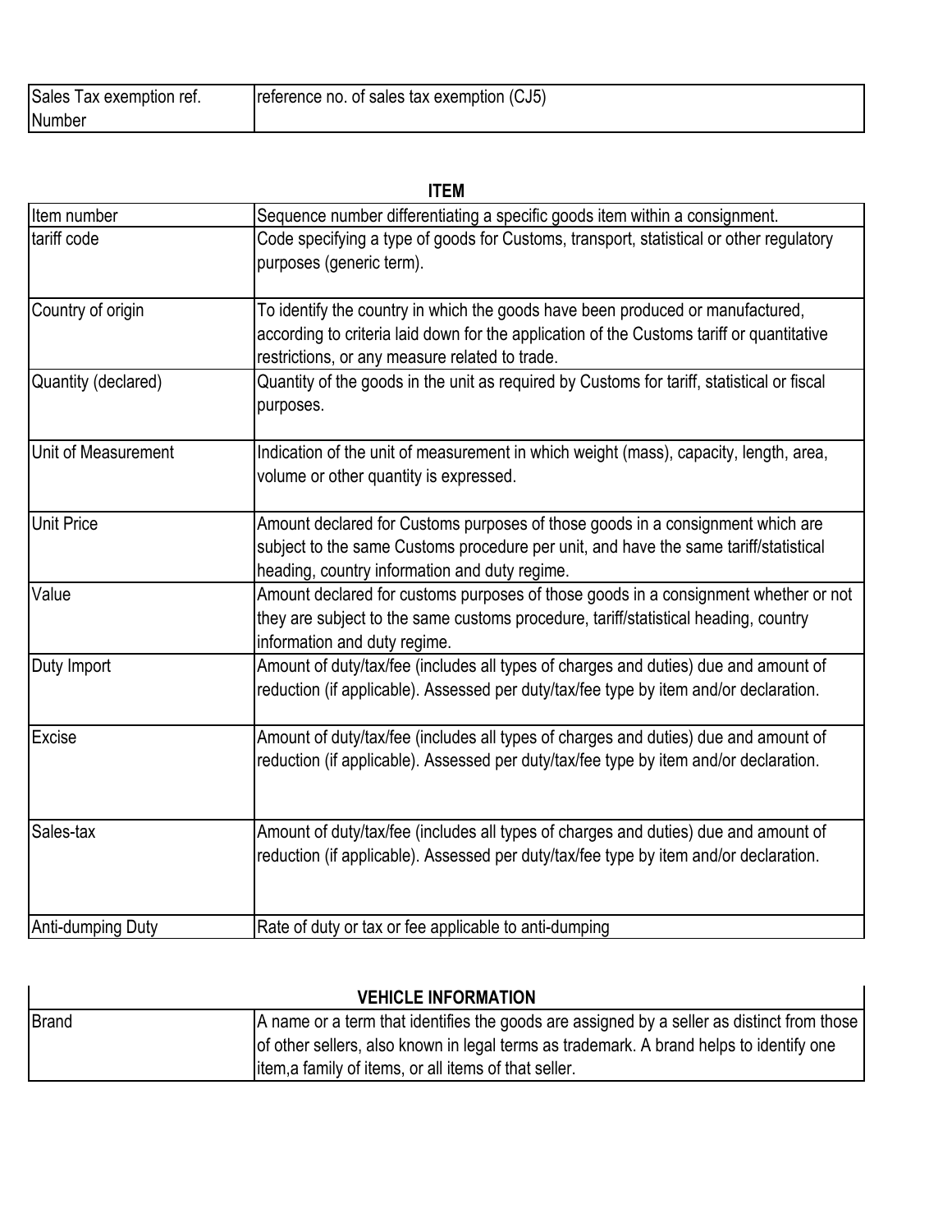| Sales Tax exemption ref. Number | reference no. of sales tax exemption (CJ5) |
|---|---|

| ITEM | |
|---|---|
| Item number | Sequence number differentiating a specific goods item within a consignment. |
| tariff code | Code specifying a type of goods for Customs, transport, statistical or other regulatory purposes (generic term). |
| Country of origin | To identify the country in which the goods have been produced or manufactured, according to criteria laid down for the application of the Customs tariff or quantitative restrictions, or any measure related to trade. |
| Quantity (declared) | Quantity of the goods in the unit as required by Customs for tariff, statistical or fiscal purposes. |
| Unit of Measurement | Indication of the unit of measurement in which weight (mass), capacity, length, area, volume or other quantity is expressed. |
| Unit Price | Amount declared for Customs purposes of those goods in a consignment which are subject to the same Customs procedure per unit, and have the same tariff/statistical heading, country information and duty regime. |
| Value | Amount declared for customs purposes of those goods in a consignment whether or not they are subject to the same customs procedure, tariff/statistical heading, country information and duty regime. |
| Duty Import | Amount of duty/tax/fee (includes all types of charges and duties) due and amount of reduction (if applicable). Assessed per duty/tax/fee type by item and/or declaration. |
| Excise | Amount of duty/tax/fee (includes all types of charges and duties) due and amount of reduction (if applicable). Assessed per duty/tax/fee type by item and/or declaration. |
| Sales-tax | Amount of duty/tax/fee (includes all types of charges and duties) due and amount of reduction (if applicable). Assessed per duty/tax/fee type by item and/or declaration. |
| Anti-dumping Duty | Rate of duty or tax or fee applicable to anti-dumping |

| VEHICLE INFORMATION | |
|---|---|
| Brand | A name or a term that identifies the goods are assigned by a seller as distinct from those of other sellers, also known in legal terms as trademark. A brand helps to identify one item,a family of items, or all items of that seller. |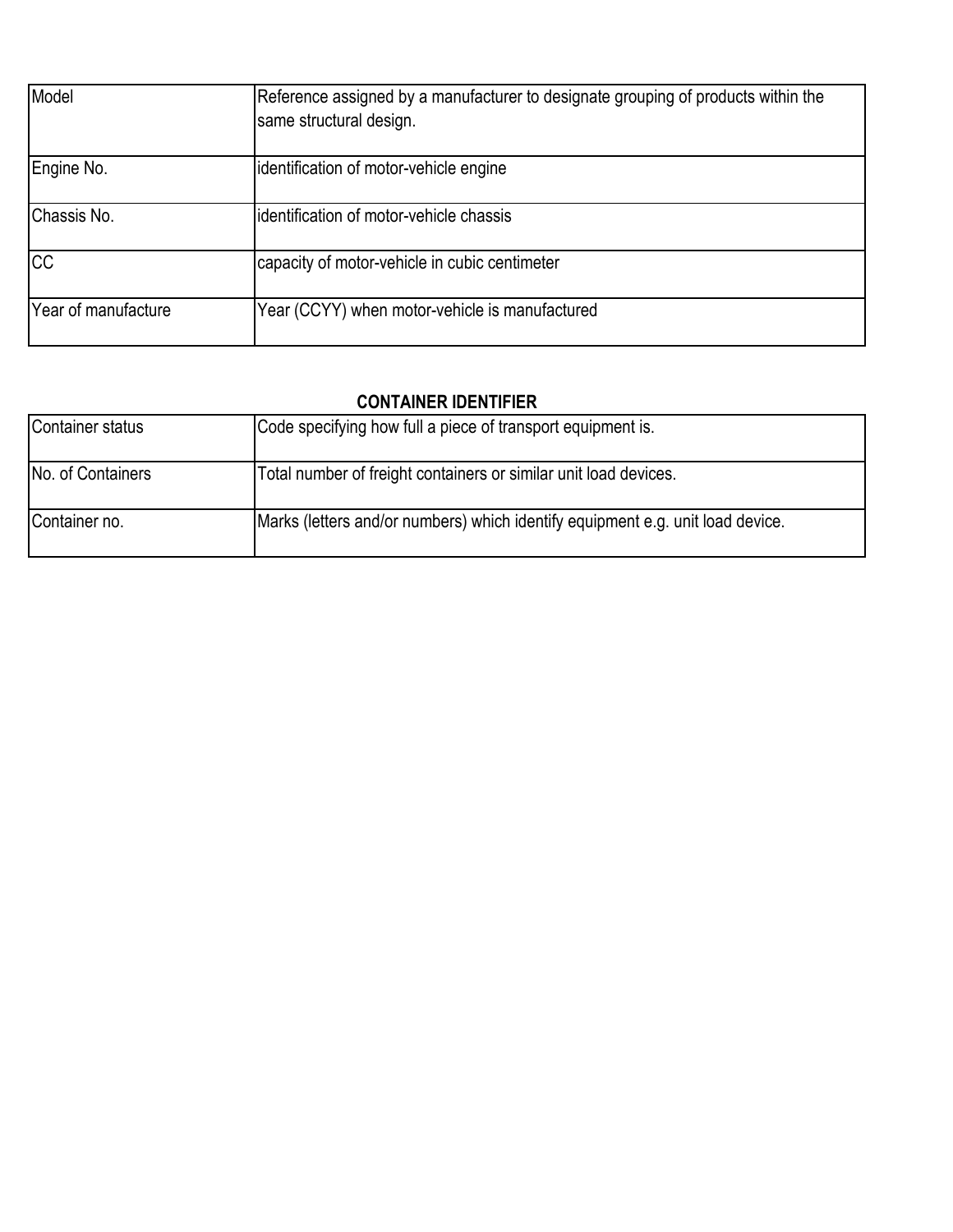| | |
|---|---|
| Model | Reference assigned by a manufacturer to designate grouping of products within the same structural design. |
| Engine No. | identification of motor-vehicle engine |
| Chassis No. | identification of motor-vehicle chassis |
| CC | capacity of motor-vehicle in cubic centimeter |
| Year of manufacture | Year (CCYY) when motor-vehicle is manufactured |

**CONTAINER IDENTIFIER**

| | |
|---|---|
| Container status | Code specifying how full a piece of transport equipment is. |
| No. of Containers | Total number of freight containers or similar unit load devices. |
| Container no. | Marks (letters and/or numbers) which identify equipment e.g. unit load device. |